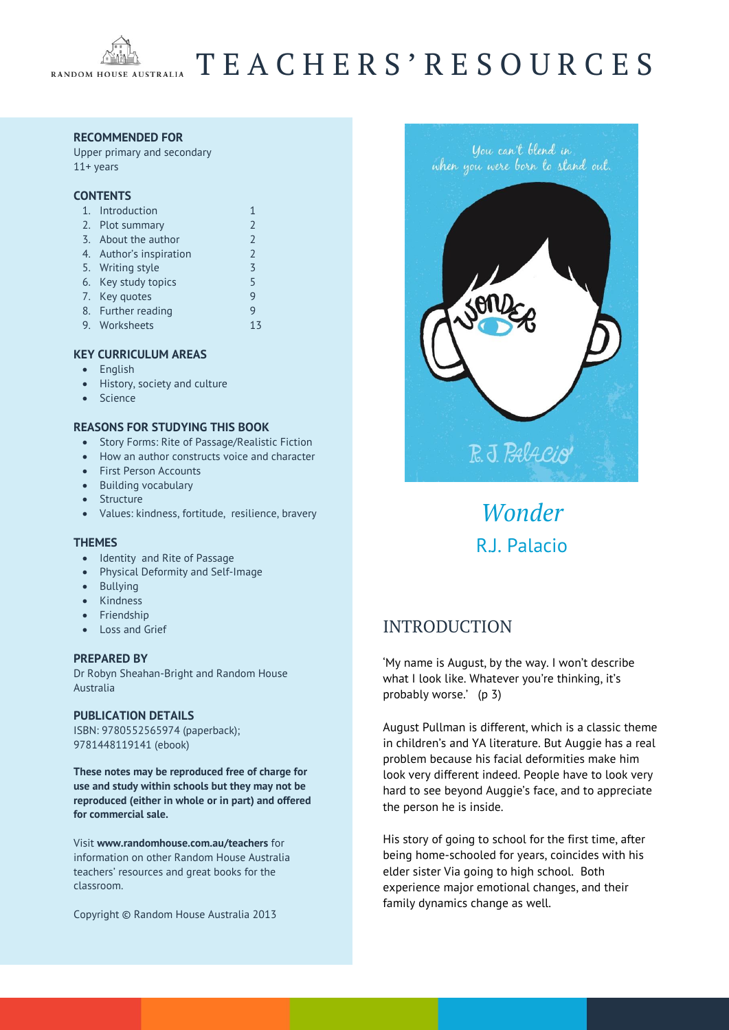RANDOM HOUSE AUSTRALIA

# TEACHERS' RESOURCES

**RECOMMENDED FOR**
Upper primary and secondary
11+ years

**CONTENTS**

1. Introduction 1
2. Plot summary 2
3. About the author 2
4. Author's inspiration 2
5. Writing style 3
6. Key study topics 5
7. Key quotes 9
8. Further reading 9
9. Worksheets 13

**KEY CURRICULUM AREAS**

- English
- History, society and culture
- Science

**REASONS FOR STUDYING THIS BOOK**

- Story Forms: Rite of Passage/Realistic Fiction
- How an author constructs voice and character
- First Person Accounts
- Building vocabulary
- Structure
- Values: kindness, fortitude, resilience, bravery

**THEMES**

- Identity and Rite of Passage
- Physical Deformity and Self-Image
- Bullying
- Kindness
- Friendship
- Loss and Grief

**PREPARED BY**
Dr Robyn Sheahan-Bright and Random House Australia

**PUBLICATION DETAILS**
ISBN: 9780552565974 (paperback);
9781448119141 (ebook)

**These notes may be reproduced free of charge for use and study within schools but they may not be reproduced (either in whole or in part) and offered for commercial sale.**

Visit **www.randomhouse.com.au/teachers** for information on other Random House Australia teachers' resources and great books for the classroom.

Copyright © Random House Australia 2013

*Wonder*

R.J. Palacio

## INTRODUCTION

'My name is August, by the way. I won't describe what I look like. Whatever you're thinking, it's probably worse.' (p 3)

August Pullman is different, which is a classic theme in children's and YA literature. But Auggie has a real problem because his facial deformities make him look very different indeed. People have to look very hard to see beyond Auggie's face, and to appreciate the person he is inside.

His story of going to school for the first time, after being home-schooled for years, coincides with his elder sister Via going to high school. Both experience major emotional changes, and their family dynamics change as well.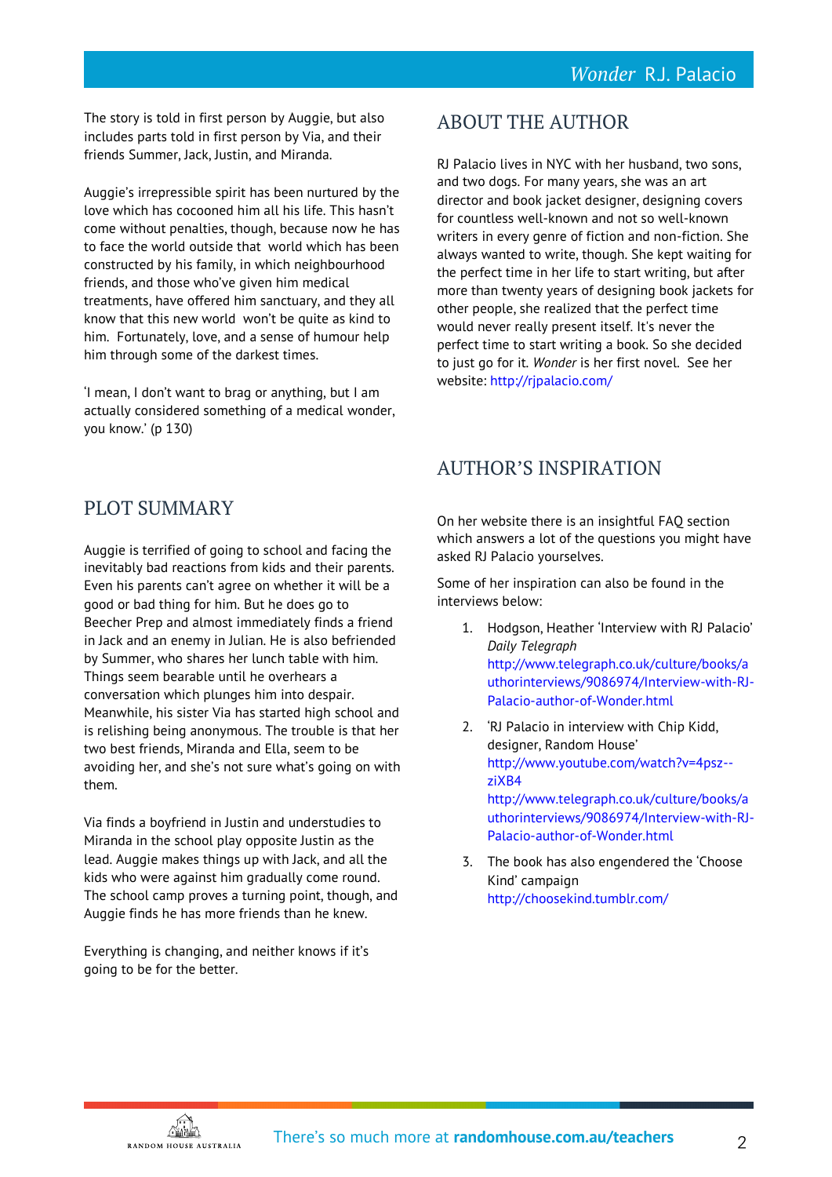The story is told in first person by Auggie, but also includes parts told in first person by Via, and their friends Summer, Jack, Justin, and Miranda.

Auggie's irrepressible spirit has been nurtured by the love which has cocooned him all his life. This hasn't come without penalties, though, because now he has to face the world outside that world which has been constructed by his family, in which neighbourhood friends, and those who've given him medical treatments, have offered him sanctuary, and they all know that this new world won't be quite as kind to him. Fortunately, love, and a sense of humour help him through some of the darkest times.

'I mean, I don't want to brag or anything, but I am actually considered something of a medical wonder, you know.' (p 130)

## PLOT SUMMARY

Auggie is terrified of going to school and facing the inevitably bad reactions from kids and their parents. Even his parents can't agree on whether it will be a good or bad thing for him. But he does go to Beecher Prep and almost immediately finds a friend in Jack and an enemy in Julian. He is also befriended by Summer, who shares her lunch table with him. Things seem bearable until he overhears a conversation which plunges him into despair. Meanwhile, his sister Via has started high school and is relishing being anonymous. The trouble is that her two best friends, Miranda and Ella, seem to be avoiding her, and she's not sure what's going on with them.

Via finds a boyfriend in Justin and understudies to Miranda in the school play opposite Justin as the lead. Auggie makes things up with Jack, and all the kids who were against him gradually come round. The school camp proves a turning point, though, and Auggie finds he has more friends than he knew.

Everything is changing, and neither knows if it's going to be for the better.

## ABOUT THE AUTHOR

RJ Palacio lives in NYC with her husband, two sons, and two dogs. For many years, she was an art director and book jacket designer, designing covers for countless well-known and not so well-known writers in every genre of fiction and non-fiction. She always wanted to write, though. She kept waiting for the perfect time in her life to start writing, but after more than twenty years of designing book jackets for other people, she realized that the perfect time would never really present itself. It's never the perfect time to start writing a book. So she decided to just go for it. *Wonder* is her first novel. See her website: http://rjpalacio.com/

## AUTHOR'S INSPIRATION

On her website there is an insightful FAQ section which answers a lot of the questions you might have asked RJ Palacio yourselves.

Some of her inspiration can also be found in the interviews below:

1. Hodgson, Heather 'Interview with RJ Palacio' *Daily Telegraph* http://www.telegraph.co.uk/culture/books/authorinterviews/9086974/Interview-with-RJ-Palacio-author-of-Wonder.html
2. 'RJ Palacio in interview with Chip Kidd, designer, Random House' http://www.youtube.com/watch?v=4psz--ziXB4 http://www.telegraph.co.uk/culture/books/authorinterviews/9086974/Interview-with-RJ-Palacio-author-of-Wonder.html
3. The book has also engendered the 'Choose Kind' campaign http://choosekind.tumblr.com/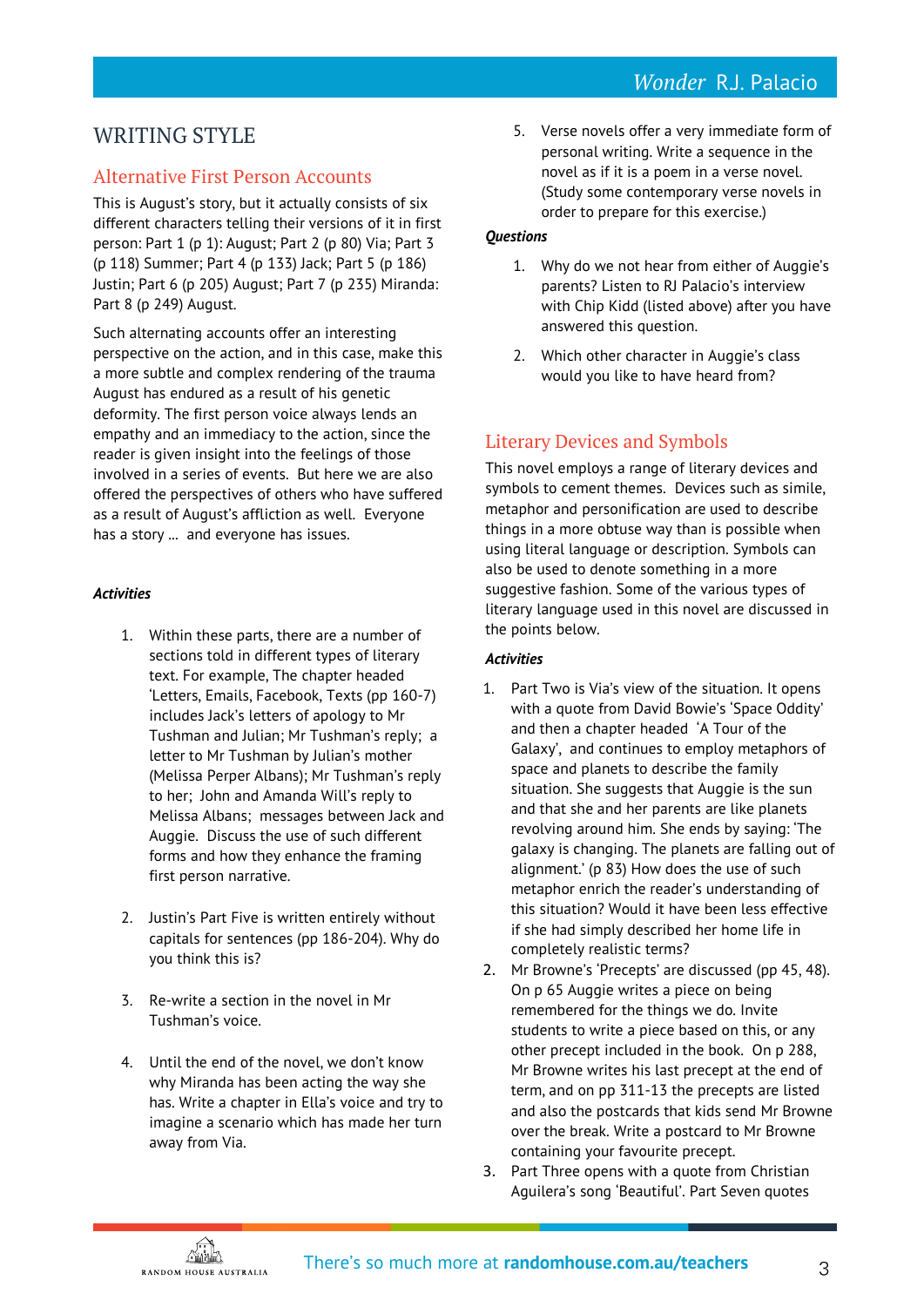## WRITING STYLE

### Alternative First Person Accounts

This is August's story, but it actually consists of six different characters telling their versions of it in first person: Part 1 (p 1): August; Part 2 (p 80) Via; Part 3 (p 118) Summer; Part 4 (p 133) Jack; Part 5 (p 186) Justin; Part 6 (p 205) August; Part 7 (p 235) Miranda: Part 8 (p 249) August.

Such alternating accounts offer an interesting perspective on the action, and in this case, make this a more subtle and complex rendering of the trauma August has endured as a result of his genetic deformity. The first person voice always lends an empathy and an immediacy to the action, since the reader is given insight into the feelings of those involved in a series of events. But here we are also offered the perspectives of others who have suffered as a result of August's affliction as well. Everyone has a story … and everyone has issues.

***Activities***

1. Within these parts, there are a number of sections told in different types of literary text. For example, The chapter headed 'Letters, Emails, Facebook, Texts (pp 160-7) includes Jack's letters of apology to Mr Tushman and Julian; Mr Tushman's reply; a letter to Mr Tushman by Julian's mother (Melissa Perper Albans); Mr Tushman's reply to her; John and Amanda Will's reply to Melissa Albans; messages between Jack and Auggie. Discuss the use of such different forms and how they enhance the framing first person narrative.

2. Justin's Part Five is written entirely without capitals for sentences (pp 186-204). Why do you think this is?

3. Re-write a section in the novel in Mr Tushman's voice.

4. Until the end of the novel, we don't know why Miranda has been acting the way she has. Write a chapter in Ella's voice and try to imagine a scenario which has made her turn away from Via.

5. Verse novels offer a very immediate form of personal writing. Write a sequence in the novel as if it is a poem in a verse novel. (Study some contemporary verse novels in order to prepare for this exercise.)

***Questions***

1. Why do we not hear from either of Auggie's parents? Listen to RJ Palacio's interview with Chip Kidd (listed above) after you have answered this question.

2. Which other character in Auggie's class would you like to have heard from?

### Literary Devices and Symbols

This novel employs a range of literary devices and symbols to cement themes. Devices such as simile, metaphor and personification are used to describe things in a more obtuse way than is possible when using literal language or description. Symbols can also be used to denote something in a more suggestive fashion. Some of the various types of literary language used in this novel are discussed in the points below.

***Activities***

1. Part Two is Via's view of the situation. It opens with a quote from David Bowie's 'Space Oddity' and then a chapter headed 'A Tour of the Galaxy', and continues to employ metaphors of space and planets to describe the family situation. She suggests that Auggie is the sun and that she and her parents are like planets revolving around him. She ends by saying: 'The galaxy is changing. The planets are falling out of alignment.' (p 83) How does the use of such metaphor enrich the reader's understanding of this situation? Would it have been less effective if she had simply described her home life in completely realistic terms?
2. Mr Browne's 'Precepts' are discussed (pp 45, 48). On p 65 Auggie writes a piece on being remembered for the things we do. Invite students to write a piece based on this, or any other precept included in the book. On p 288, Mr Browne writes his last precept at the end of term, and on pp 311-13 the precepts are listed and also the postcards that kids send Mr Browne over the break. Write a postcard to Mr Browne containing your favourite precept.
3. Part Three opens with a quote from Christian Aguilera's song 'Beautiful'. Part Seven quotes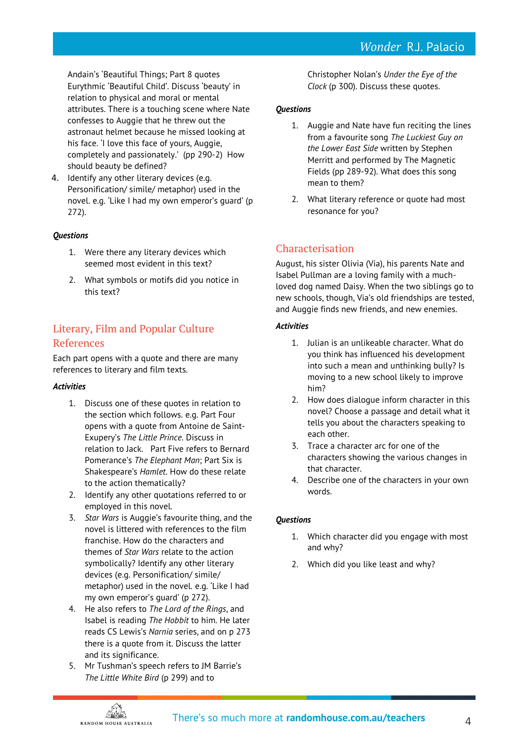Andain's 'Beautiful Things; Part 8 quotes Eurythmic 'Beautiful Child'. Discuss 'beauty' in relation to physical and moral or mental attributes. There is a touching scene where Nate confesses to Auggie that he threw out the astronaut helmet because he missed looking at his face. 'I love this face of yours, Auggie, completely and passionately.' (pp 290-2) How should beauty be defined?

4. Identify any other literary devices (e.g. Personification/ simile/ metaphor) used in the novel. e.g. 'Like I had my own emperor's guard' (p 272).

***Questions***

1. Were there any literary devices which seemed most evident in this text?
2. What symbols or motifs did you notice in this text?

## Literary, Film and Popular Culture References

Each part opens with a quote and there are many references to literary and film texts.

***Activities***

1. Discuss one of these quotes in relation to the section which follows. e.g. Part Four opens with a quote from Antoine de Saint-Exupery's *The Little Prince*. Discuss in relation to Jack. Part Five refers to Bernard Pomerance's *The Elephant Man*; Part Six is Shakespeare's *Hamlet*. How do these relate to the action thematically?
2. Identify any other quotations referred to or employed in this novel.
3. *Star Wars* is Auggie's favourite thing, and the novel is littered with references to the film franchise. How do the characters and themes of *Star Wars* relate to the action symbolically? Identify any other literary devices (e.g. Personification/ simile/ metaphor) used in the novel. e.g. 'Like I had my own emperor's guard' (p 272).
4. He also refers to *The Lord of the Rings*, and Isabel is reading *The Hobbit* to him. He later reads CS Lewis's *Narnia* series, and on p 273 there is a quote from it. Discuss the latter and its significance.
5. Mr Tushman's speech refers to JM Barrie's *The Little White Bird* (p 299) and to Christopher Nolan's *Under the Eye of the Clock* (p 300). Discuss these quotes.

***Questions***

1. Auggie and Nate have fun reciting the lines from a favourite song *The Luckiest Guy on the Lower East Side* written by Stephen Merritt and performed by The Magnetic Fields (pp 289-92). What does this song mean to them?
2. What literary reference or quote had most resonance for you?

## Characterisation

August, his sister Olivia (Via), his parents Nate and Isabel Pullman are a loving family with a much-loved dog named Daisy. When the two siblings go to new schools, though, Via's old friendships are tested, and Auggie finds new friends, and new enemies.

***Activities***

1. Julian is an unlikeable character. What do you think has influenced his development into such a mean and unthinking bully? Is moving to a new school likely to improve him?
2. How does dialogue inform character in this novel? Choose a passage and detail what it tells you about the characters speaking to each other.
3. Trace a character arc for one of the characters showing the various changes in that character.
4. Describe one of the characters in your own words.

***Questions***

1. Which character did you engage with most and why?
2. Which did you like least and why?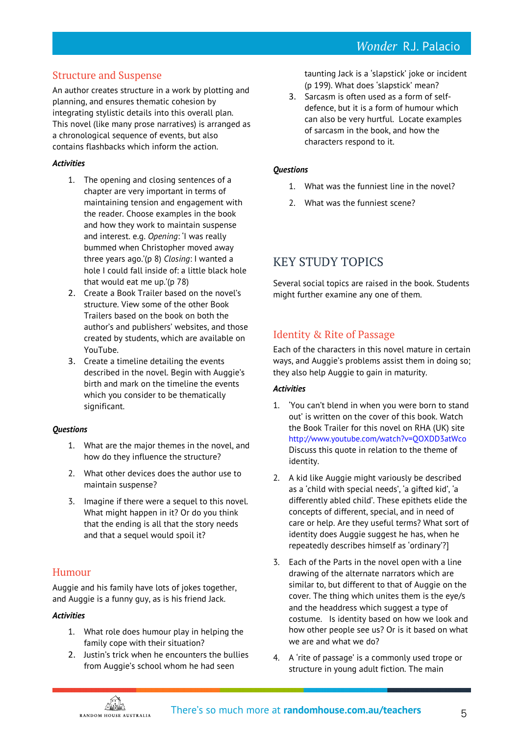## Structure and Suspense

An author creates structure in a work by plotting and planning, and ensures thematic cohesion by integrating stylistic details into this overall plan. This novel (like many prose narratives) is arranged as a chronological sequence of events, but also contains flashbacks which inform the action.

***Activities***

1. The opening and closing sentences of a chapter are very important in terms of maintaining tension and engagement with the reader. Choose examples in the book and how they work to maintain suspense and interest. e.g. *Opening*: 'I was really bummed when Christopher moved away three years ago.'(p 8) *Closing*: I wanted a hole I could fall inside of: a little black hole that would eat me up.'(p 78)
2. Create a Book Trailer based on the novel's structure. View some of the other Book Trailers based on the book on both the author's and publishers' websites, and those created by students, which are available on YouTube.
3. Create a timeline detailing the events described in the novel. Begin with Auggie's birth and mark on the timeline the events which you consider to be thematically significant.

***Questions***

1. What are the major themes in the novel, and how do they influence the structure?
2. What other devices does the author use to maintain suspense?
3. Imagine if there were a sequel to this novel. What might happen in it? Or do you think that the ending is all that the story needs and that a sequel would spoil it?

## Humour

Auggie and his family have lots of jokes together, and Auggie is a funny guy, as is his friend Jack.

***Activities***

1. What role does humour play in helping the family cope with their situation?
2. Justin's trick when he encounters the bullies from Auggie's school whom he had seen taunting Jack is a 'slapstick' joke or incident (p 199). What does 'slapstick' mean?
3. Sarcasm is often used as a form of self-defence, but it is a form of humour which can also be very hurtful. Locate examples of sarcasm in the book, and how the characters respond to it.

***Questions***

1. What was the funniest line in the novel?
2. What was the funniest scene?

# KEY STUDY TOPICS

Several social topics are raised in the book. Students might further examine any one of them.

## Identity & Rite of Passage

Each of the characters in this novel mature in certain ways, and Auggie's problems assist them in doing so; they also help Auggie to gain in maturity.

***Activities***

1. 'You can't blend in when you were born to stand out' is written on the cover of this book. Watch the Book Trailer for this novel on RHA (UK) site http://www.youtube.com/watch?v=QOXDD3atWco Discuss this quote in relation to the theme of identity.
2. A kid like Auggie might variously be described as a 'child with special needs', 'a gifted kid', 'a differently abled child'. These epithets elide the concepts of different, special, and in need of care or help. Are they useful terms? What sort of identity does Auggie suggest he has, when he repeatedly describes himself as 'ordinary'?]
3. Each of the Parts in the novel open with a line drawing of the alternate narrators which are similar to, but different to that of Auggie on the cover. The thing which unites them is the eye/s and the headdress which suggest a type of costume. Is identity based on how we look and how other people see us? Or is it based on what we are and what we do?
4. A 'rite of passage' is a commonly used trope or structure in young adult fiction. The main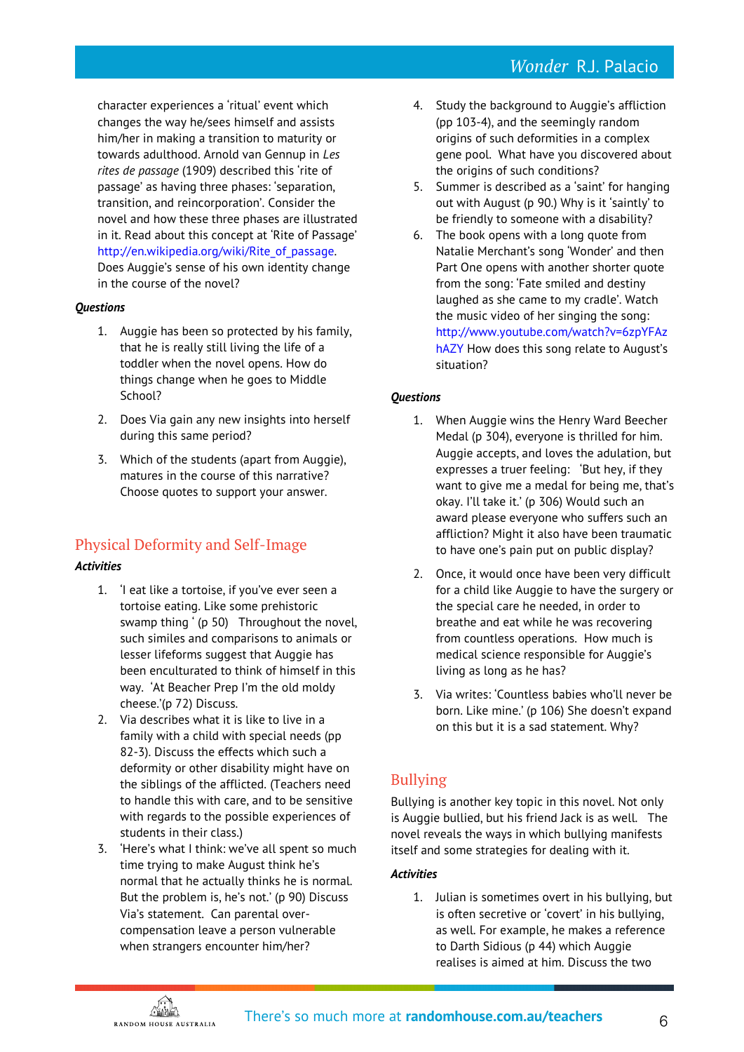character experiences a 'ritual' event which changes the way he/sees himself and assists him/her in making a transition to maturity or towards adulthood. Arnold van Gennup in *Les rites de passage* (1909) described this 'rite of passage' as having three phases: 'separation, transition, and reincorporation'. Consider the novel and how these three phases are illustrated in it. Read about this concept at 'Rite of Passage' http://en.wikipedia.org/wiki/Rite_of_passage. Does Auggie's sense of his own identity change in the course of the novel?

***Questions***

1. Auggie has been so protected by his family, that he is really still living the life of a toddler when the novel opens. How do things change when he goes to Middle School?
2. Does Via gain any new insights into herself during this same period?
3. Which of the students (apart from Auggie), matures in the course of this narrative? Choose quotes to support your answer.

## Physical Deformity and Self-Image

***Activities***

1. 'I eat like a tortoise, if you've ever seen a tortoise eating. Like some prehistoric swamp thing ' (p 50) Throughout the novel, such similes and comparisons to animals or lesser lifeforms suggest that Auggie has been enculturated to think of himself in this way. 'At Beecher Prep I'm the old moldy cheese.'(p 72) Discuss.
2. Via describes what it is like to live in a family with a child with special needs (pp 82-3). Discuss the effects which such a deformity or other disability might have on the siblings of the afflicted. (Teachers need to handle this with care, and to be sensitive with regards to the possible experiences of students in their class.)
3. 'Here's what I think: we've all spent so much time trying to make August think he's normal that he actually thinks he is normal. But the problem is, he's not.' (p 90) Discuss Via's statement. Can parental over-compensation leave a person vulnerable when strangers encounter him/her?
4. Study the background to Auggie's affliction (pp 103-4), and the seemingly random origins of such deformities in a complex gene pool. What have you discovered about the origins of such conditions?
5. Summer is described as a 'saint' for hanging out with August (p 90.) Why is it 'saintly' to be friendly to someone with a disability?
6. The book opens with a long quote from Natalie Merchant's song 'Wonder' and then Part One opens with another shorter quote from the song: 'Fate smiled and destiny laughed as she came to my cradle'. Watch the music video of her singing the song: http://www.youtube.com/watch?v=6zpYFAzhAZY How does this song relate to August's situation?

***Questions***

1. When Auggie wins the Henry Ward Beecher Medal (p 304), everyone is thrilled for him. Auggie accepts, and loves the adulation, but expresses a truer feeling: 'But hey, if they want to give me a medal for being me, that's okay. I'll take it.' (p 306) Would such an award please everyone who suffers such an affliction? Might it also have been traumatic to have one's pain put on public display?
2. Once, it would once have been very difficult for a child like Auggie to have the surgery or the special care he needed, in order to breathe and eat while he was recovering from countless operations. How much is medical science responsible for Auggie's living as long as he has?
3. Via writes: 'Countless babies who'll never be born. Like mine.' (p 106) She doesn't expand on this but it is a sad statement. Why?

## Bullying

Bullying is another key topic in this novel. Not only is Auggie bullied, but his friend Jack is as well. The novel reveals the ways in which bullying manifests itself and some strategies for dealing with it.

***Activities***

1. Julian is sometimes overt in his bullying, but is often secretive or 'covert' in his bullying, as well. For example, he makes a reference to Darth Sidious (p 44) which Auggie realises is aimed at him. Discuss the two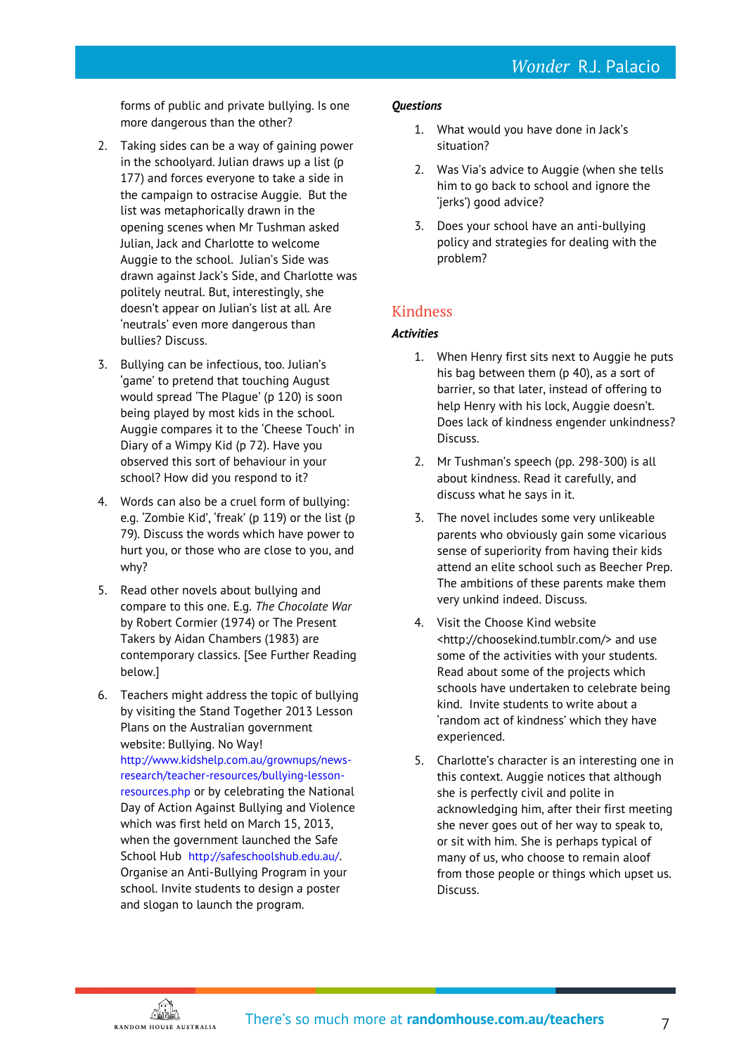forms of public and private bullying. Is one more dangerous than the other?

2. Taking sides can be a way of gaining power in the schoolyard. Julian draws up a list (p 177) and forces everyone to take a side in the campaign to ostracise Auggie. But the list was metaphorically drawn in the opening scenes when Mr Tushman asked Julian, Jack and Charlotte to welcome Auggie to the school. Julian's Side was drawn against Jack's Side, and Charlotte was politely neutral. But, interestingly, she doesn't appear on Julian's list at all. Are 'neutrals' even more dangerous than bullies? Discuss.

3. Bullying can be infectious, too. Julian's 'game' to pretend that touching August would spread 'The Plague' (p 120) is soon being played by most kids in the school. Auggie compares it to the 'Cheese Touch' in Diary of a Wimpy Kid (p 72). Have you observed this sort of behaviour in your school? How did you respond to it?

4. Words can also be a cruel form of bullying: e.g. 'Zombie Kid', 'freak' (p 119) or the list (p 79). Discuss the words which have power to hurt you, or those who are close to you, and why?

5. Read other novels about bullying and compare to this one. E.g. *The Chocolate War* by Robert Cormier (1974) or The Present Takers by Aidan Chambers (1983) are contemporary classics. [See Further Reading below.]

6. Teachers might address the topic of bullying by visiting the Stand Together 2013 Lesson Plans on the Australian government website: Bullying. No Way! http://www.kidshelp.com.au/grownups/news-research/teacher-resources/bullying-lesson-resources.php or by celebrating the National Day of Action Against Bullying and Violence which was first held on March 15, 2013, when the government launched the Safe School Hub http://safeschoolshub.edu.au/. Organise an Anti-Bullying Program in your school. Invite students to design a poster and slogan to launch the program.

***Questions***

1. What would you have done in Jack's situation?

2. Was Via's advice to Auggie (when she tells him to go back to school and ignore the 'jerks') good advice?

3. Does your school have an anti-bullying policy and strategies for dealing with the problem?

## Kindness

***Activities***

1. When Henry first sits next to Auggie he puts his bag between them (p 40), as a sort of barrier, so that later, instead of offering to help Henry with his lock, Auggie doesn't. Does lack of kindness engender unkindness? Discuss.

2. Mr Tushman's speech (pp. 298-300) is all about kindness. Read it carefully, and discuss what he says in it.

3. The novel includes some very unlikeable parents who obviously gain some vicarious sense of superiority from having their kids attend an elite school such as Beecher Prep. The ambitions of these parents make them very unkind indeed. Discuss.

4. Visit the Choose Kind website <http://choosekind.tumblr.com/> and use some of the activities with your students. Read about some of the projects which schools have undertaken to celebrate being kind. Invite students to write about a 'random act of kindness' which they have experienced.

5. Charlotte's character is an interesting one in this context. Auggie notices that although she is perfectly civil and polite in acknowledging him, after their first meeting she never goes out of her way to speak to, or sit with him. She is perhaps typical of many of us, who choose to remain aloof from those people or things which upset us. Discuss.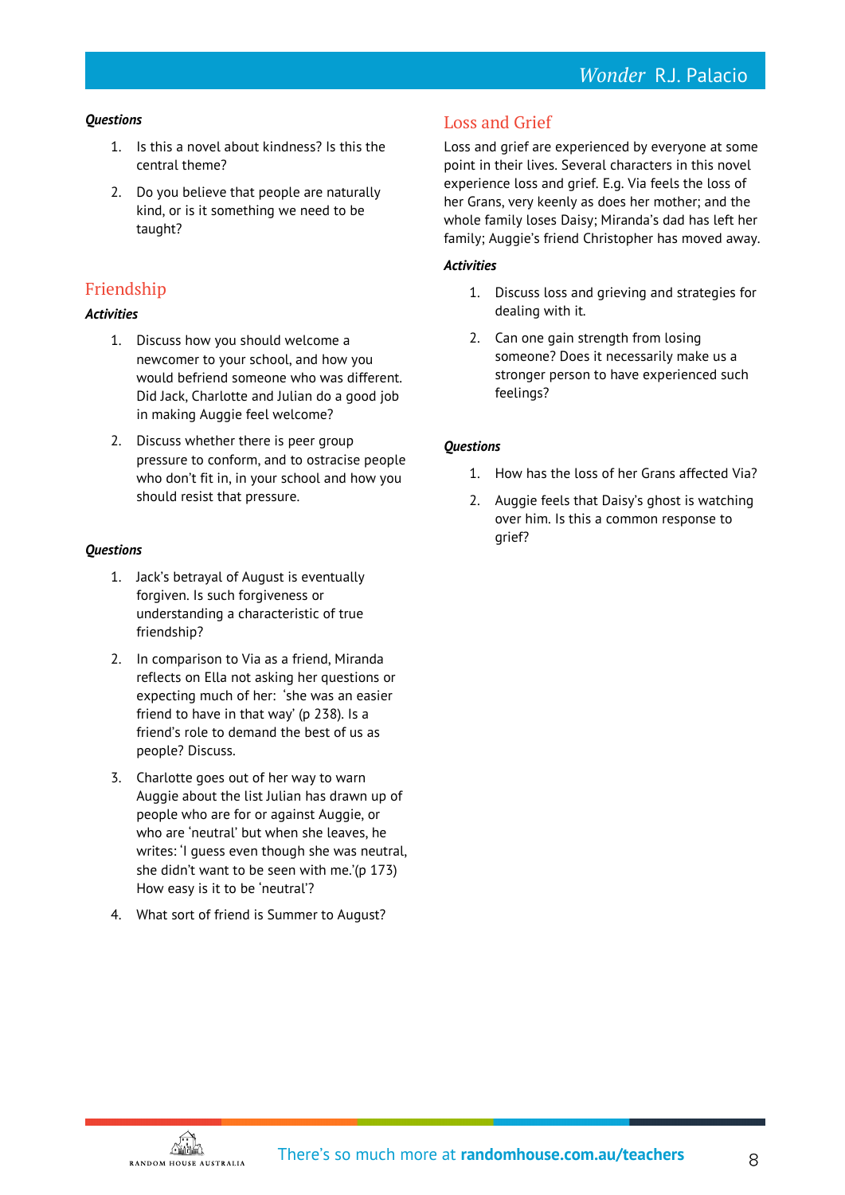***Questions***

1. Is this a novel about kindness? Is this the central theme?
2. Do you believe that people are naturally kind, or is it something we need to be taught?

## Friendship

***Activities***

1. Discuss how you should welcome a newcomer to your school, and how you would befriend someone who was different. Did Jack, Charlotte and Julian do a good job in making Auggie feel welcome?
2. Discuss whether there is peer group pressure to conform, and to ostracise people who don't fit in, in your school and how you should resist that pressure.

***Questions***

1. Jack's betrayal of August is eventually forgiven. Is such forgiveness or understanding a characteristic of true friendship?
2. In comparison to Via as a friend, Miranda reflects on Ella not asking her questions or expecting much of her: 'she was an easier friend to have in that way' (p 238). Is a friend's role to demand the best of us as people? Discuss.
3. Charlotte goes out of her way to warn Auggie about the list Julian has drawn up of people who are for or against Auggie, or who are 'neutral' but when she leaves, he writes: 'I guess even though she was neutral, she didn't want to be seen with me.'(p 173) How easy is it to be 'neutral'?
4. What sort of friend is Summer to August?

## Loss and Grief

Loss and grief are experienced by everyone at some point in their lives. Several characters in this novel experience loss and grief. E.g. Via feels the loss of her Grans, very keenly as does her mother; and the whole family loses Daisy; Miranda's dad has left her family; Auggie's friend Christopher has moved away.

***Activities***

1. Discuss loss and grieving and strategies for dealing with it.
2. Can one gain strength from losing someone? Does it necessarily make us a stronger person to have experienced such feelings?

***Questions***

1. How has the loss of her Grans affected Via?
2. Auggie feels that Daisy's ghost is watching over him. Is this a common response to grief?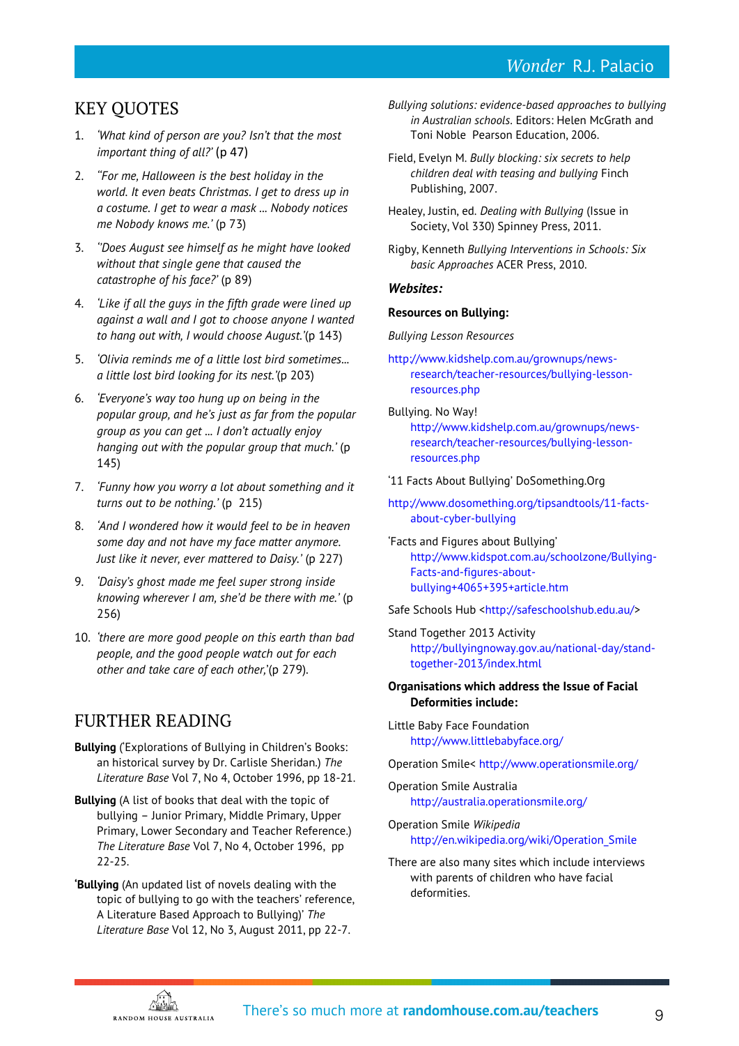## KEY QUOTES

1. *'What kind of person are you? Isn't that the most important thing of all?'* (p 47)
2. *"For me, Halloween is the best holiday in the world. It even beats Christmas. I get to dress up in a costume. I get to wear a mask ... Nobody notices me Nobody knows me.'* (p 73)
3. *"Does August see himself as he might have looked without that single gene that caused the catastrophe of his face?'* (p 89)
4. *'Like if all the guys in the fifth grade were lined up against a wall and I got to choose anyone I wanted to hang out with, I would choose August.'*(p 143)
5. *'Olivia reminds me of a little lost bird sometimes... a little lost bird looking for its nest.'*(p 203)
6. *'Everyone's way too hung up on being in the popular group, and he's just as far from the popular group as you can get ... I don't actually enjoy hanging out with the popular group that much.'* (p 145)
7. *'Funny how you worry a lot about something and it turns out to be nothing.'* (p 215)
8. *'And I wondered how it would feel to be in heaven some day and not have my face matter anymore. Just like it never, ever mattered to Daisy.'* (p 227)
9. *'Daisy's ghost made me feel super strong inside knowing wherever I am, she'd be there with me.'* (p 256)
10. *'there are more good people on this earth than bad people, and the good people watch out for each other and take care of each other,'*(p 279).

## FURTHER READING

**Bullying** ('Explorations of Bullying in Children's Books: an historical survey by Dr. Carlisle Sheridan.) *The Literature Base* Vol 7, No 4, October 1996, pp 18-21.

**Bullying** (A list of books that deal with the topic of bullying – Junior Primary, Middle Primary, Upper Primary, Lower Secondary and Teacher Reference.) *The Literature Base* Vol 7, No 4, October 1996, pp 22-25.

**'Bullying** (An updated list of novels dealing with the topic of bullying to go with the teachers' reference, A Literature Based Approach to Bullying)' *The Literature Base* Vol 12, No 3, August 2011, pp 22-7.

*Bullying solutions: evidence-based approaches to bullying in Australian schools.* Editors: Helen McGrath and Toni Noble Pearson Education, 2006.

Field, Evelyn M. *Bully blocking: six secrets to help children deal with teasing and bullying* Finch Publishing, 2007.

Healey, Justin, ed. *Dealing with Bullying* (Issue in Society, Vol 330) Spinney Press, 2011.

Rigby, Kenneth *Bullying Interventions in Schools: Six basic Approaches* ACER Press, 2010.

### *Websites:*

**Resources on Bullying:**

*Bullying Lesson Resources*

http://www.kidshelp.com.au/grownups/news-research/teacher-resources/bullying-lesson-resources.php

Bullying. No Way!
http://www.kidshelp.com.au/grownups/news-research/teacher-resources/bullying-lesson-resources.php

'11 Facts About Bullying' DoSomething.Org

http://www.dosomething.org/tipsandtools/11-facts-about-cyber-bullying

'Facts and Figures about Bullying'
http://www.kidspot.com.au/schoolzone/Bullying-Facts-and-figures-about-bullying+4065+395+article.htm

Safe Schools Hub <http://safeschoolshub.edu.au/>

Stand Together 2013 Activity
http://bullyingnoway.gov.au/national-day/stand-together-2013/index.html

**Organisations which address the Issue of Facial Deformities include:**

Little Baby Face Foundation
http://www.littlebabyface.org/

Operation Smile< http://www.operationsmile.org/

Operation Smile Australia
http://australia.operationsmile.org/

Operation Smile *Wikipedia*
http://en.wikipedia.org/wiki/Operation_Smile

There are also many sites which include interviews with parents of children who have facial deformities.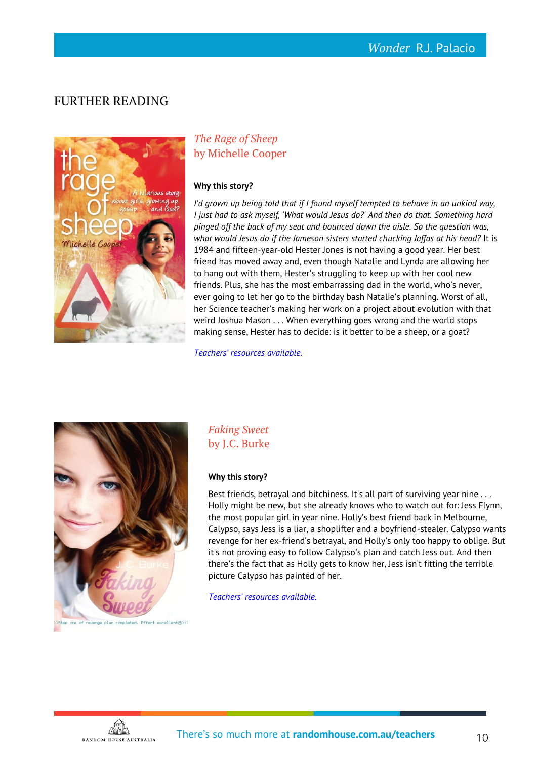## FURTHER READING

### *The Rage of Sheep* by Michelle Cooper

**Why this story?**

*I'd grown up being told that if I found myself tempted to behave in an unkind way, I just had to ask myself, 'What would Jesus do?' And then do that. Something hard pinged off the back of my seat and bounced down the aisle. So the question was, what would Jesus do if the Jameson sisters started chucking Jaffas at his head?* It is 1984 and fifteen-year-old Hester Jones is not having a good year. Her best friend has moved away and, even though Natalie and Lynda are allowing her to hang out with them, Hester's struggling to keep up with her cool new friends. Plus, she has the most embarrassing dad in the world, who's never, ever going to let her go to the birthday bash Natalie's planning. Worst of all, her Science teacher's making her work on a project about evolution with that weird Joshua Mason . . . When everything goes wrong and the world stops making sense, Hester has to decide: is it better to be a sheep, or a goat?

*Teachers' resources available.*

### *Faking Sweet* by J.C. Burke

**Why this story?**

Best friends, betrayal and bitchiness. It's all part of surviving year nine . . . Holly might be new, but she already knows who to watch out for: Jess Flynn, the most popular girl in year nine. Holly's best friend back in Melbourne, Calypso, says Jess is a liar, a shoplifter and a boyfriend-stealer. Calypso wants revenge for her ex-friend's betrayal, and Holly's only too happy to oblige. But it's not proving easy to follow Calypso's plan and catch Jess out. And then there's the fact that as Holly gets to know her, Jess isn't fitting the terrible picture Calypso has painted of her.

*Teachers' resources available.*

There's so much more at **randomhouse.com.au/teachers**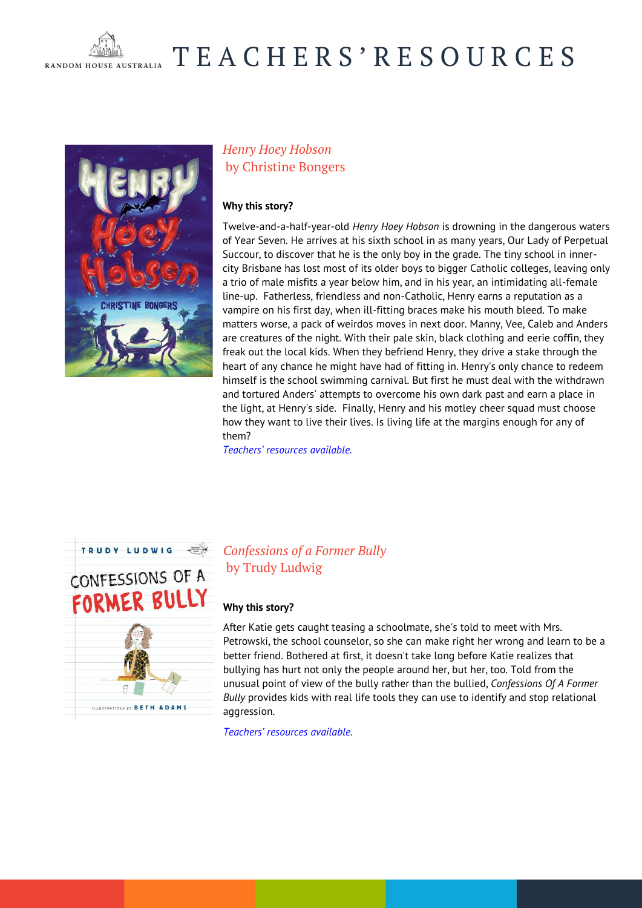## *Henry Hoey Hobson* by Christine Bongers

**Why this story?**

Twelve-and-a-half-year-old *Henry Hoey Hobson* is drowning in the dangerous waters of Year Seven. He arrives at his sixth school in as many years, Our Lady of Perpetual Succour, to discover that he is the only boy in the grade. The tiny school in inner-city Brisbane has lost most of its older boys to bigger Catholic colleges, leaving only a trio of male misfits a year below him, and in his year, an intimidating all-female line-up. Fatherless, friendless and non-Catholic, Henry earns a reputation as a vampire on his first day, when ill-fitting braces make his mouth bleed. To make matters worse, a pack of weirdos moves in next door. Manny, Vee, Caleb and Anders are creatures of the night. With their pale skin, black clothing and eerie coffin, they freak out the local kids. When they befriend Henry, they drive a stake through the heart of any chance he might have had of fitting in. Henry's only chance to redeem himself is the school swimming carnival. But first he must deal with the withdrawn and tortured Anders' attempts to overcome his own dark past and earn a place in the light, at Henry's side. Finally, Henry and his motley cheer squad must choose how they want to live their lives. Is living life at the margins enough for any of them?

*Teachers' resources available.*

## *Confessions of a Former Bully* by Trudy Ludwig

**Why this story?**

After Katie gets caught teasing a schoolmate, she's told to meet with Mrs. Petrowski, the school counselor, so she can make right her wrong and learn to be a better friend. Bothered at first, it doesn't take long before Katie realizes that bullying has hurt not only the people around her, but her, too. Told from the unusual point of view of the bully rather than the bullied, *Confessions Of A Former Bully* provides kids with real life tools they can use to identify and stop relational aggression.

*Teachers' resources available.*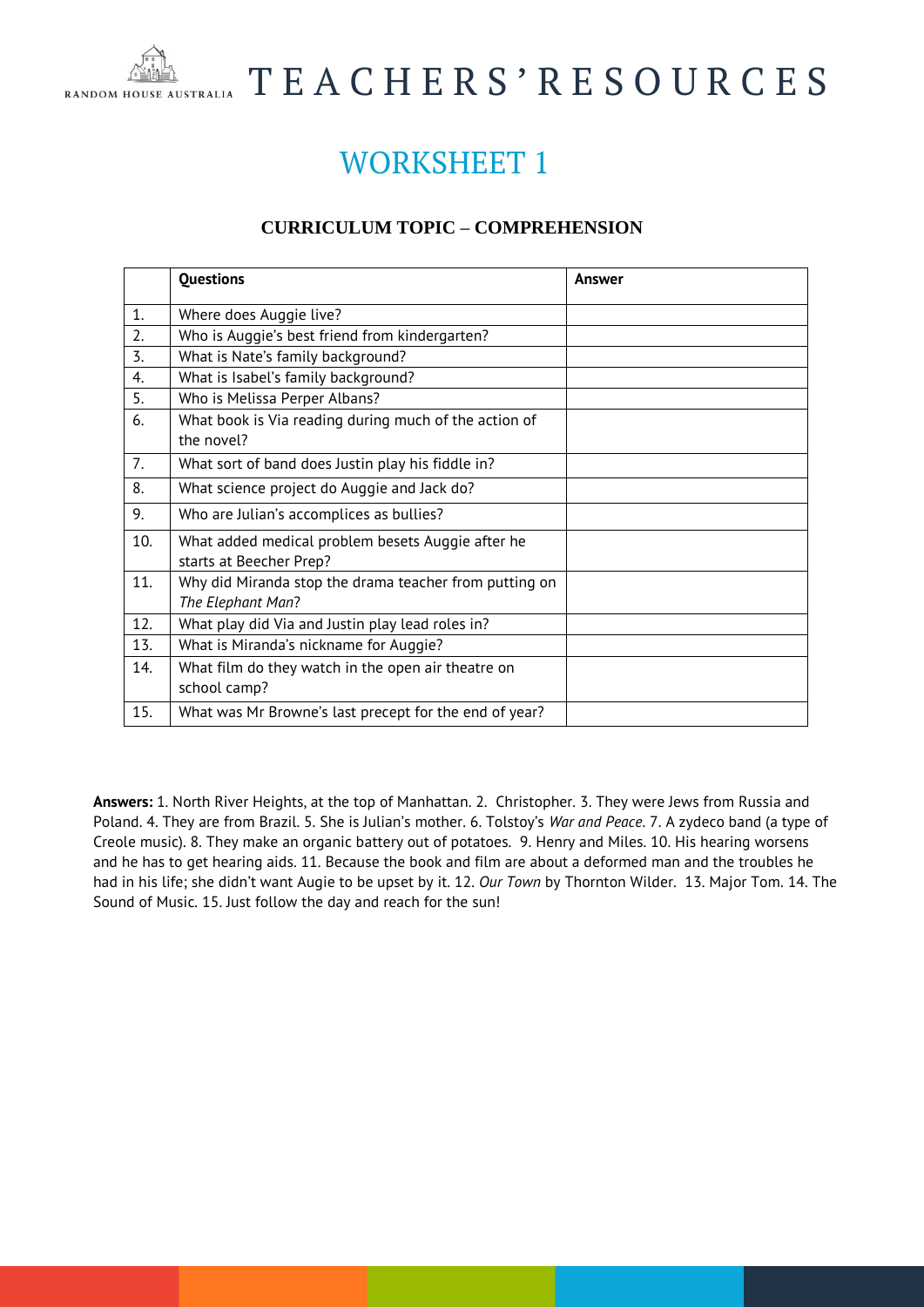# WORKSHEET 1

### CURRICULUM TOPIC – COMPREHENSION

| | **Questions** | **Answer** |
|---|---|---|
| 1. | Where does Auggie live? | |
| 2. | Who is Auggie's best friend from kindergarten? | |
| 3. | What is Nate's family background? | |
| 4. | What is Isabel's family background? | |
| 5. | Who is Melissa Perper Albans? | |
| 6. | What book is Via reading during much of the action of the novel? | |
| 7. | What sort of band does Justin play his fiddle in? | |
| 8. | What science project do Auggie and Jack do? | |
| 9. | Who are Julian's accomplices as bullies? | |
| 10. | What added medical problem besets Auggie after he starts at Beecher Prep? | |
| 11. | Why did Miranda stop the drama teacher from putting on *The Elephant Man*? | |
| 12. | What play did Via and Justin play lead roles in? | |
| 13. | What is Miranda's nickname for Auggie? | |
| 14. | What film do they watch in the open air theatre on school camp? | |
| 15. | What was Mr Browne's last precept for the end of year? | |

**Answers:** 1. North River Heights, at the top of Manhattan. 2. Christopher. 3. They were Jews from Russia and Poland. 4. They are from Brazil. 5. She is Julian's mother. 6. Tolstoy's *War and Peace*. 7. A zydeco band (a type of Creole music). 8. They make an organic battery out of potatoes. 9. Henry and Miles. 10. His hearing worsens and he has to get hearing aids. 11. Because the book and film are about a deformed man and the troubles he had in his life; she didn't want Augie to be upset by it. 12. *Our Town* by Thornton Wilder. 13. Major Tom. 14. The Sound of Music. 15. Just follow the day and reach for the sun!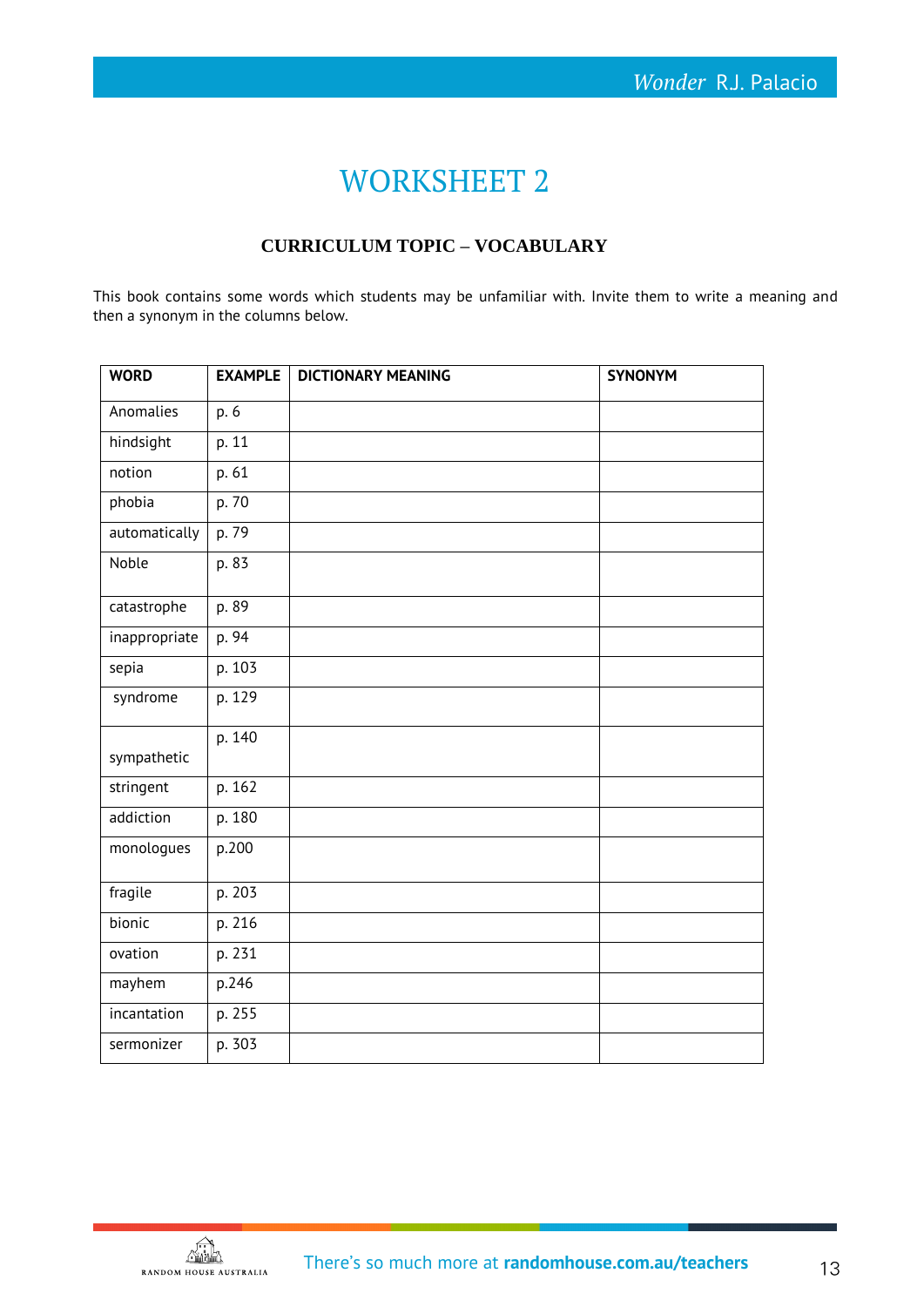# WORKSHEET 2

### CURRICULUM TOPIC – VOCABULARY

This book contains some words which students may be unfamiliar with. Invite them to write a meaning and then a synonym in the columns below.

| WORD | EXAMPLE | DICTIONARY MEANING | SYNONYM |
|---|---|---|---|
| Anomalies | p. 6 | | |
| hindsight | p. 11 | | |
| notion | p. 61 | | |
| phobia | p. 70 | | |
| automatically | p. 79 | | |
| Noble | p. 83 | | |
| catastrophe | p. 89 | | |
| inappropriate | p. 94 | | |
| sepia | p. 103 | | |
| syndrome | p. 129 | | |
| sympathetic | p. 140 | | |
| stringent | p. 162 | | |
| addiction | p. 180 | | |
| monologues | p.200 | | |
| fragile | p. 203 | | |
| bionic | p. 216 | | |
| ovation | p. 231 | | |
| mayhem | p.246 | | |
| incantation | p. 255 | | |
| sermonizer | p. 303 | | |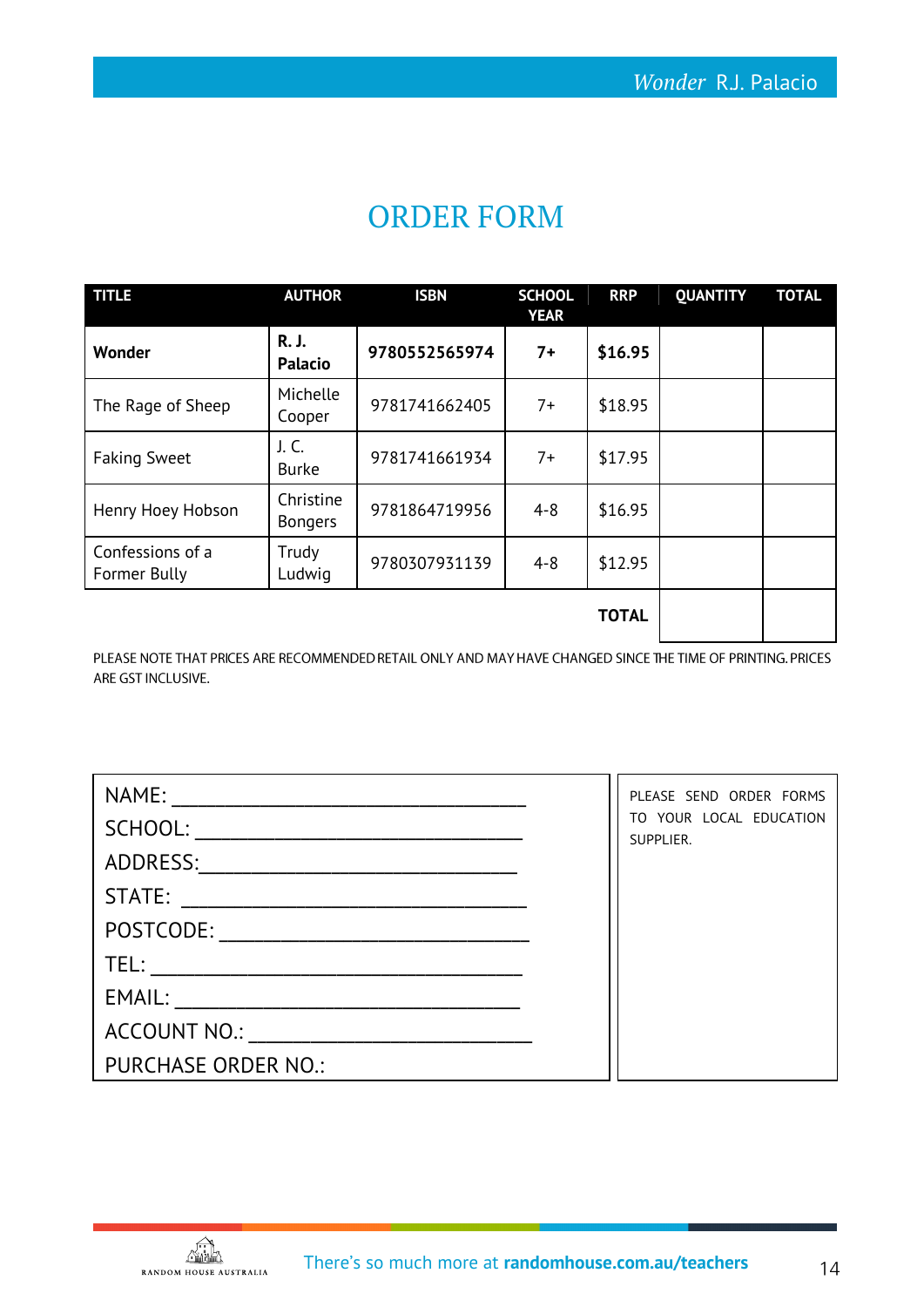# ORDER FORM

| TITLE | AUTHOR | ISBN | SCHOOL YEAR | RRP | QUANTITY | TOTAL |
|---|---|---|---|---|---|---|
| **Wonder** | **R. J. Palacio** | **9780552565974** | **7+** | **$16.95** | | |
| The Rage of Sheep | Michelle Cooper | 9781741662405 | 7+ | $18.95 | | |
| Faking Sweet | J. C. Burke | 9781741661934 | 7+ | $17.95 | | |
| Henry Hoey Hobson | Christine Bongers | 9781864719956 | 4-8 | $16.95 | | |
| Confessions of a Former Bully | Trudy Ludwig | 9780307931139 | 4-8 | $12.95 | | |
| | | | | **TOTAL** | | |

PLEASE NOTE THAT PRICES ARE RECOMMENDED RETAIL ONLY AND MAY HAVE CHANGED SINCE THE TIME OF PRINTING. PRICES ARE GST INCLUSIVE.

NAME: ___________________________________

SCHOOL: _________________________________

ADDRESS:_________________________________

STATE: __________________________________

POSTCODE: _______________________________

TEL: ____________________________________

EMAIL: __________________________________

ACCOUNT NO.: ____________________________

PURCHASE ORDER NO.:

PLEASE SEND ORDER FORMS TO YOUR LOCAL EDUCATION SUPPLIER.

There's so much more at **randomhouse.com.au/teachers**